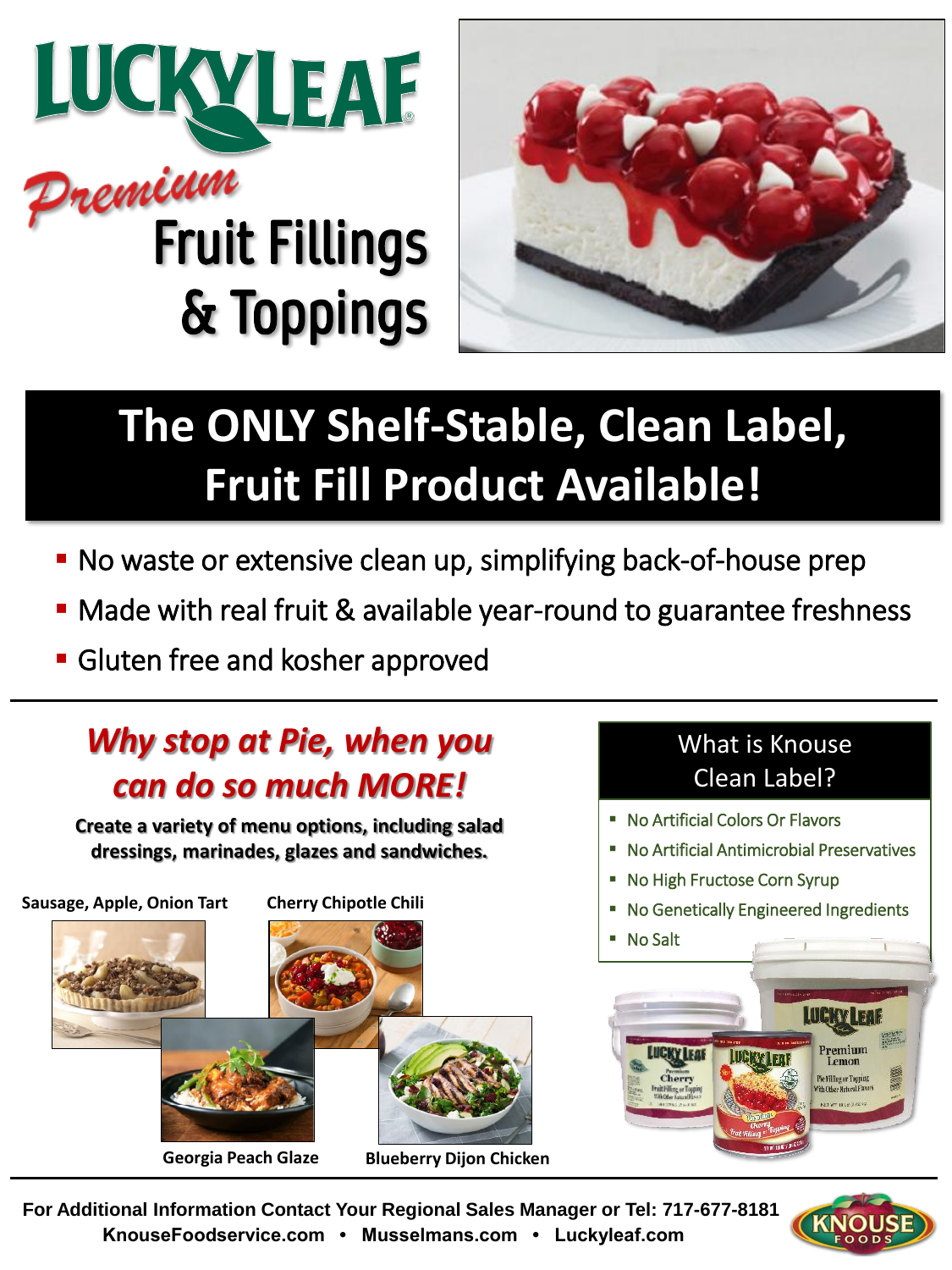# LUCKY LEAF

## *Premium* Fruit Fillings & Toppings

## The ONLY Shelf-Stable, Clean Label, Fruit Fill Product Available!

- No waste or extensive clean up, simplifying back-of-house prep
- Made with real fruit & available year-round to guarantee freshness
- Gluten free and kosher approved

## *Why stop at Pie, when you can do so much MORE!*

**Create a variety of menu options, including salad dressings, marinades, glazes and sandwiches.**

**Sausage, Apple, Onion Tart**

**Cherry Chipotle Chili**

**Georgia Peach Glaze**

**Blueberry Dijon Chicken**

### What is Knouse Clean Label?

- No Artificial Colors Or Flavors
- No Artificial Antimicrobial Preservatives
- No High Fructose Corn Syrup
- No Genetically Engineered Ingredients
- No Salt

**For Additional Information Contact Your Regional Sales Manager or Tel: 717-677-8181**
**KnouseFoodservice.com • Musselmans.com • Luckyleaf.com**

KNOUSE FOODS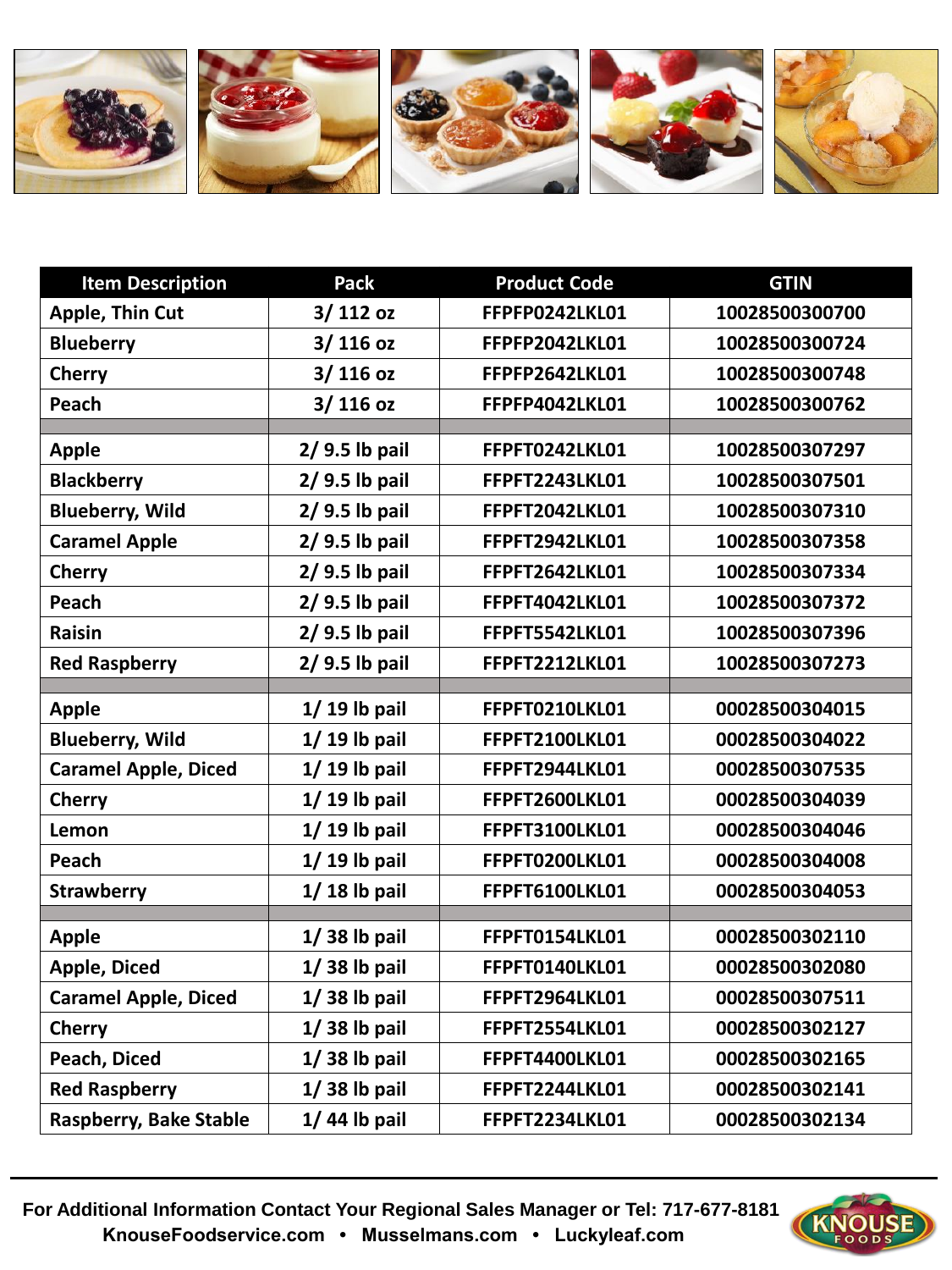| Item Description | Pack | Product Code | GTIN |
|---|---|---|---|
| Apple, Thin Cut | 3/ 112 oz | FFPFP0242LKL01 | 10028500300700 |
| Blueberry | 3/ 116 oz | FFPFP2042LKL01 | 10028500300724 |
| Cherry | 3/ 116 oz | FFPFP2642LKL01 | 10028500300748 |
| Peach | 3/ 116 oz | FFPFP4042LKL01 | 10028500300762 |
| | | | |
| Apple | 2/ 9.5 lb pail | FFPFT0242LKL01 | 10028500307297 |
| Blackberry | 2/ 9.5 lb pail | FFPFT2243LKL01 | 10028500307501 |
| Blueberry, Wild | 2/ 9.5 lb pail | FFPFT2042LKL01 | 10028500307310 |
| Caramel Apple | 2/ 9.5 lb pail | FFPFT2942LKL01 | 10028500307358 |
| Cherry | 2/ 9.5 lb pail | FFPFT2642LKL01 | 10028500307334 |
| Peach | 2/ 9.5 lb pail | FFPFT4042LKL01 | 10028500307372 |
| Raisin | 2/ 9.5 lb pail | FFPFT5542LKL01 | 10028500307396 |
| Red Raspberry | 2/ 9.5 lb pail | FFPFT2212LKL01 | 10028500307273 |
| | | | |
| Apple | 1/ 19 lb pail | FFPFT0210LKL01 | 00028500304015 |
| Blueberry, Wild | 1/ 19 lb pail | FFPFT2100LKL01 | 00028500304022 |
| Caramel Apple, Diced | 1/ 19 lb pail | FFPFT2944LKL01 | 00028500307535 |
| Cherry | 1/ 19 lb pail | FFPFT2600LKL01 | 00028500304039 |
| Lemon | 1/ 19 lb pail | FFPFT3100LKL01 | 00028500304046 |
| Peach | 1/ 19 lb pail | FFPFT0200LKL01 | 00028500304008 |
| Strawberry | 1/ 18 lb pail | FFPFT6100LKL01 | 00028500304053 |
| | | | |
| Apple | 1/ 38 lb pail | FFPFT0154LKL01 | 00028500302110 |
| Apple, Diced | 1/ 38 lb pail | FFPFT0140LKL01 | 00028500302080 |
| Caramel Apple, Diced | 1/ 38 lb pail | FFPFT2964LKL01 | 00028500307511 |
| Cherry | 1/ 38 lb pail | FFPFT2554LKL01 | 00028500302127 |
| Peach, Diced | 1/ 38 lb pail | FFPFT4400LKL01 | 00028500302165 |
| Red Raspberry | 1/ 38 lb pail | FFPFT2244LKL01 | 00028500302141 |
| Raspberry, Bake Stable | 1/ 44 lb pail | FFPFT2234LKL01 | 00028500302134 |

**For Additional Information Contact Your Regional Sales Manager or Tel: 717-677-8181**
**KnouseFoodservice.com • Musselmans.com • Luckyleaf.com**

KNOUSE FOODS